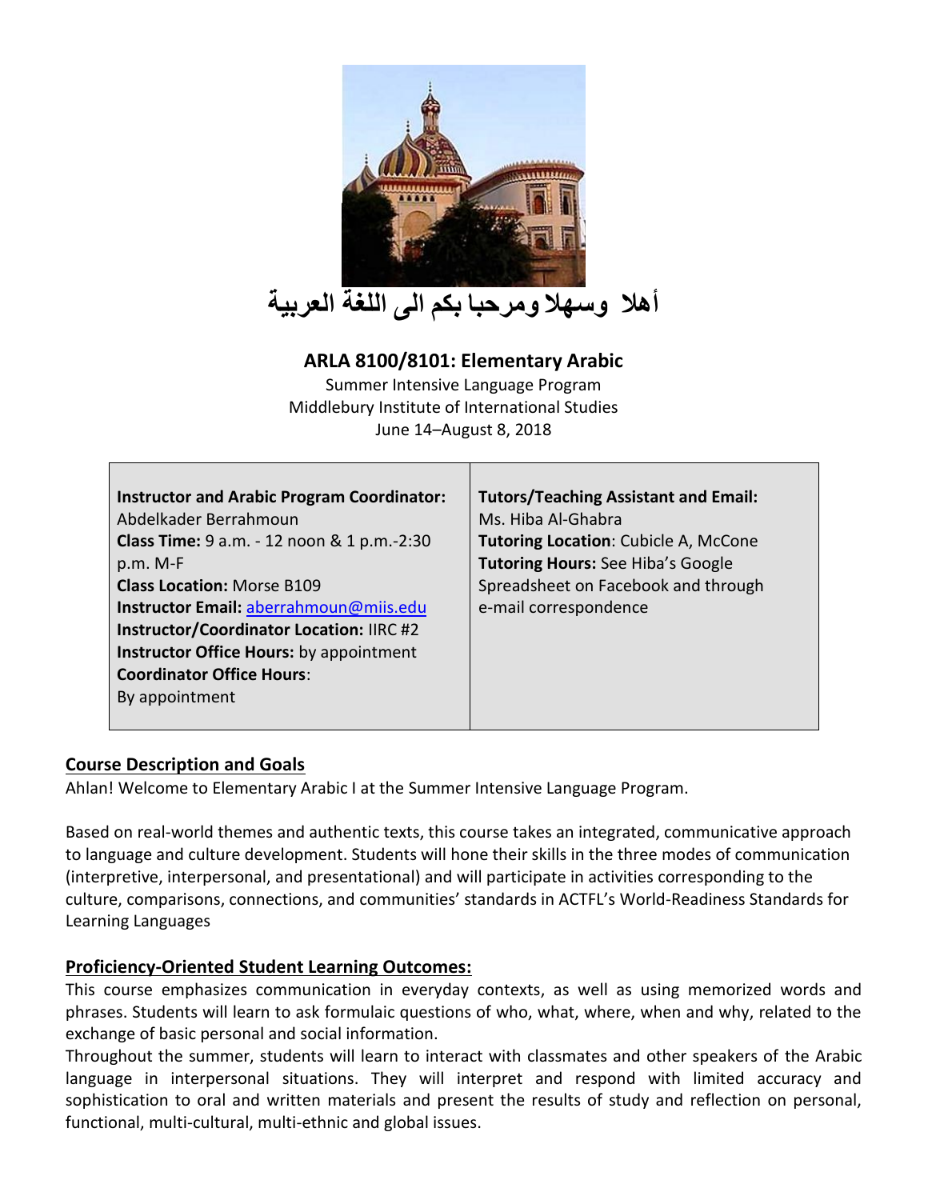أهلا وسهلا ومرحبا بكم الى اللغة العربية

# ARLA 8100/8101: Elementary Arabic

Summer Intensive Language Program
Middlebury Institute of International Studies
June 14–August 8, 2018

| | |
|---|---|
| **Instructor and Arabic Program Coordinator:** Abdelkader Berrahmoun<br>**Class Time:** 9 a.m. - 12 noon & 1 p.m.-2:30 p.m. M-F<br>**Class Location:** Morse B109<br>**Instructor Email:** aberrahmoun@miis.edu<br>**Instructor/Coordinator Location:** IIRC #2<br>**Instructor Office Hours:** by appointment<br>**Coordinator Office Hours**:<br>By appointment | **Tutors/Teaching Assistant and Email:** Ms. Hiba Al-Ghabra<br>**Tutoring Location**: Cubicle A, McCone<br>**Tutoring Hours:** See Hiba's Google Spreadsheet on Facebook and through e-mail correspondence |

## Course Description and Goals

Ahlan! Welcome to Elementary Arabic I at the Summer Intensive Language Program.

Based on real-world themes and authentic texts, this course takes an integrated, communicative approach to language and culture development. Students will hone their skills in the three modes of communication (interpretive, interpersonal, and presentational) and will participate in activities corresponding to the culture, comparisons, connections, and communities' standards in ACTFL's World-Readiness Standards for Learning Languages

## Proficiency-Oriented Student Learning Outcomes:

This course emphasizes communication in everyday contexts, as well as using memorized words and phrases. Students will learn to ask formulaic questions of who, what, where, when and why, related to the exchange of basic personal and social information.

Throughout the summer, students will learn to interact with classmates and other speakers of the Arabic language in interpersonal situations. They will interpret and respond with limited accuracy and sophistication to oral and written materials and present the results of study and reflection on personal, functional, multi-cultural, multi-ethnic and global issues.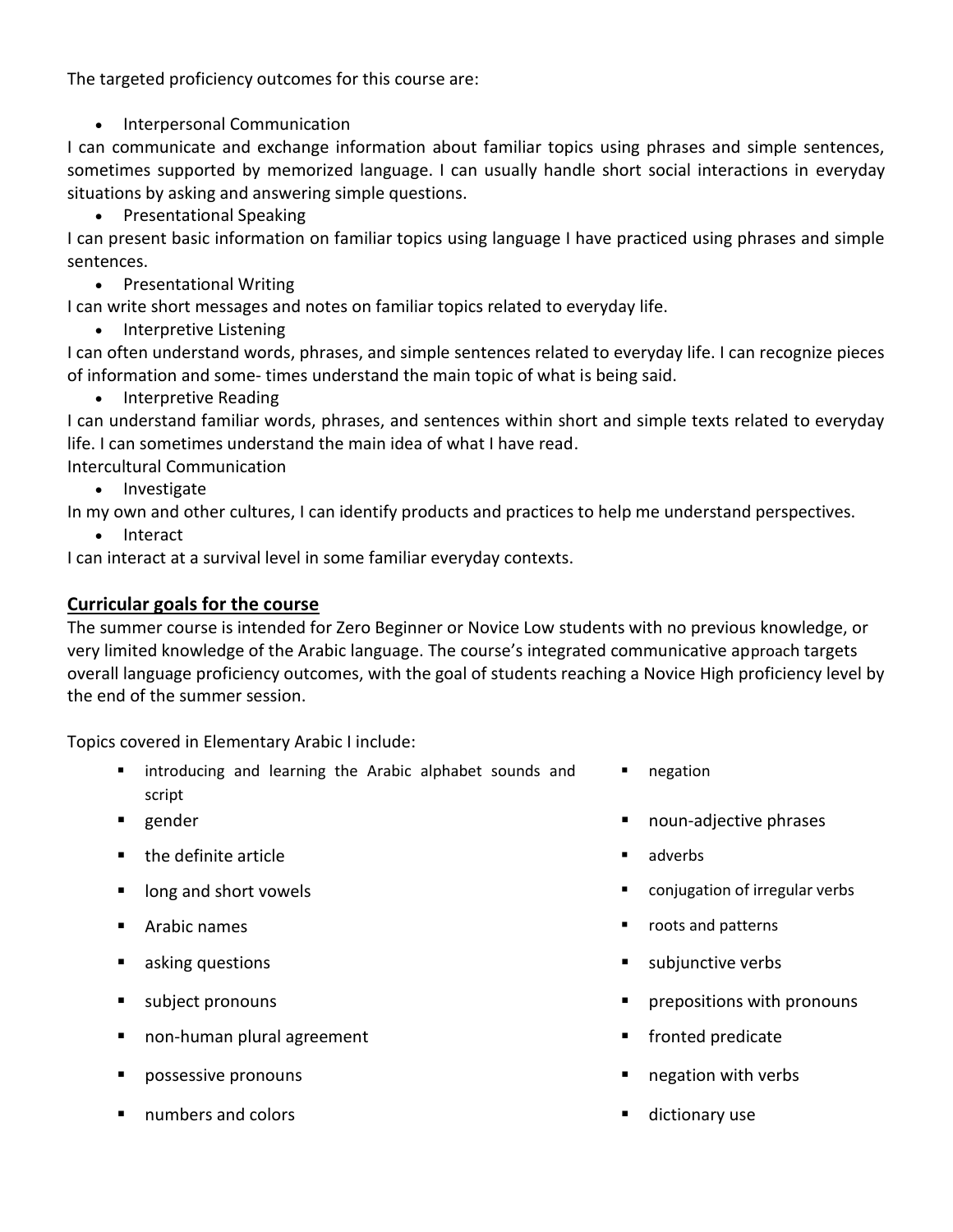The targeted proficiency outcomes for this course are:

- Interpersonal Communication

I can communicate and exchange information about familiar topics using phrases and simple sentences, sometimes supported by memorized language. I can usually handle short social interactions in everyday situations by asking and answering simple questions.

- Presentational Speaking

I can present basic information on familiar topics using language I have practiced using phrases and simple sentences.

- Presentational Writing

I can write short messages and notes on familiar topics related to everyday life.

- Interpretive Listening

I can often understand words, phrases, and simple sentences related to everyday life. I can recognize pieces of information and some- times understand the main topic of what is being said.

- Interpretive Reading

I can understand familiar words, phrases, and sentences within short and simple texts related to everyday life. I can sometimes understand the main idea of what I have read.

Intercultural Communication

- Investigate

In my own and other cultures, I can identify products and practices to help me understand perspectives.

- Interact

I can interact at a survival level in some familiar everyday contexts.

## Curricular goals for the course

The summer course is intended for Zero Beginner or Novice Low students with no previous knowledge, or very limited knowledge of the Arabic language. The course's integrated communicative approach targets overall language proficiency outcomes, with the goal of students reaching a Novice High proficiency level by the end of the summer session.

Topics covered in Elementary Arabic I include:

- introducing and learning the Arabic alphabet sounds and script
- gender
- the definite article
- long and short vowels
- Arabic names
- asking questions
- subject pronouns
- non-human plural agreement
- possessive pronouns
- numbers and colors
- negation
- noun-adjective phrases
- adverbs
- conjugation of irregular verbs
- roots and patterns
- subjunctive verbs
- prepositions with pronouns
- fronted predicate
- negation with verbs
- dictionary use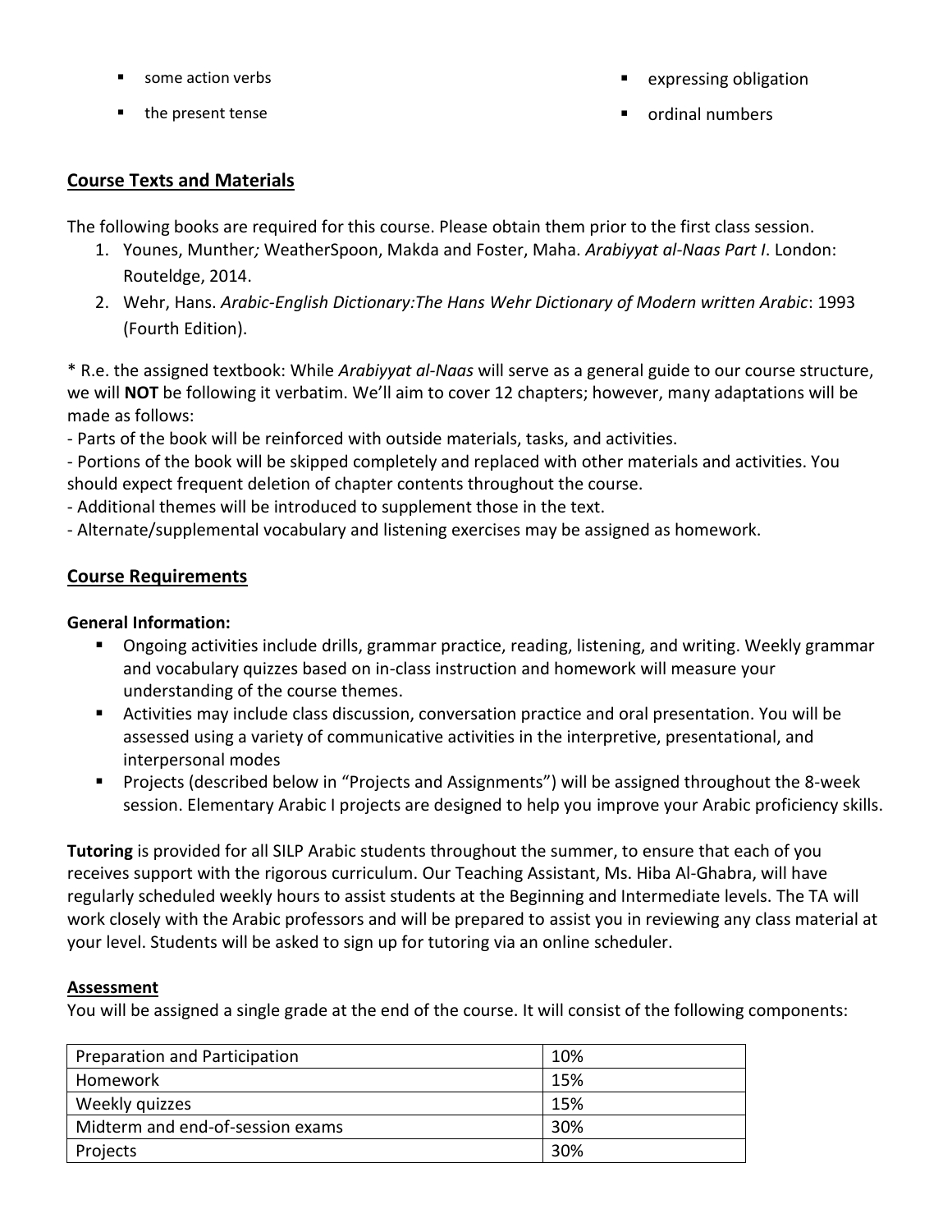- some action verbs
- the present tense
- expressing obligation
- ordinal numbers

## Course Texts and Materials

The following books are required for this course. Please obtain them prior to the first class session.

1. Younes, Munther; WeatherSpoon, Makda and Foster, Maha. *Arabiyyat al-Naas Part I*. London: Routeldge, 2014.
2. Wehr, Hans. *Arabic-English Dictionary:The Hans Wehr Dictionary of Modern written Arabic*: 1993 (Fourth Edition).

* R.e. the assigned textbook: While *Arabiyyat al-Naas* will serve as a general guide to our course structure, we will **NOT** be following it verbatim. We'll aim to cover 12 chapters; however, many adaptations will be made as follows:

- Parts of the book will be reinforced with outside materials, tasks, and activities.
- Portions of the book will be skipped completely and replaced with other materials and activities. You should expect frequent deletion of chapter contents throughout the course.
- Additional themes will be introduced to supplement those in the text.
- Alternate/supplemental vocabulary and listening exercises may be assigned as homework.

## Course Requirements

**General Information:**

- Ongoing activities include drills, grammar practice, reading, listening, and writing. Weekly grammar and vocabulary quizzes based on in-class instruction and homework will measure your understanding of the course themes.
- Activities may include class discussion, conversation practice and oral presentation. You will be assessed using a variety of communicative activities in the interpretive, presentational, and interpersonal modes
- Projects (described below in "Projects and Assignments") will be assigned throughout the 8-week session. Elementary Arabic I projects are designed to help you improve your Arabic proficiency skills.

**Tutoring** is provided for all SILP Arabic students throughout the summer, to ensure that each of you receives support with the rigorous curriculum. Our Teaching Assistant, Ms. Hiba Al-Ghabra, will have regularly scheduled weekly hours to assist students at the Beginning and Intermediate levels. The TA will work closely with the Arabic professors and will be prepared to assist you in reviewing any class material at your level. Students will be asked to sign up for tutoring via an online scheduler.

### Assessment

You will be assigned a single grade at the end of the course. It will consist of the following components:

| Component | Weight |
|---|---|
| Preparation and Participation | 10% |
| Homework | 15% |
| Weekly quizzes | 15% |
| Midterm and end-of-session exams | 30% |
| Projects | 30% |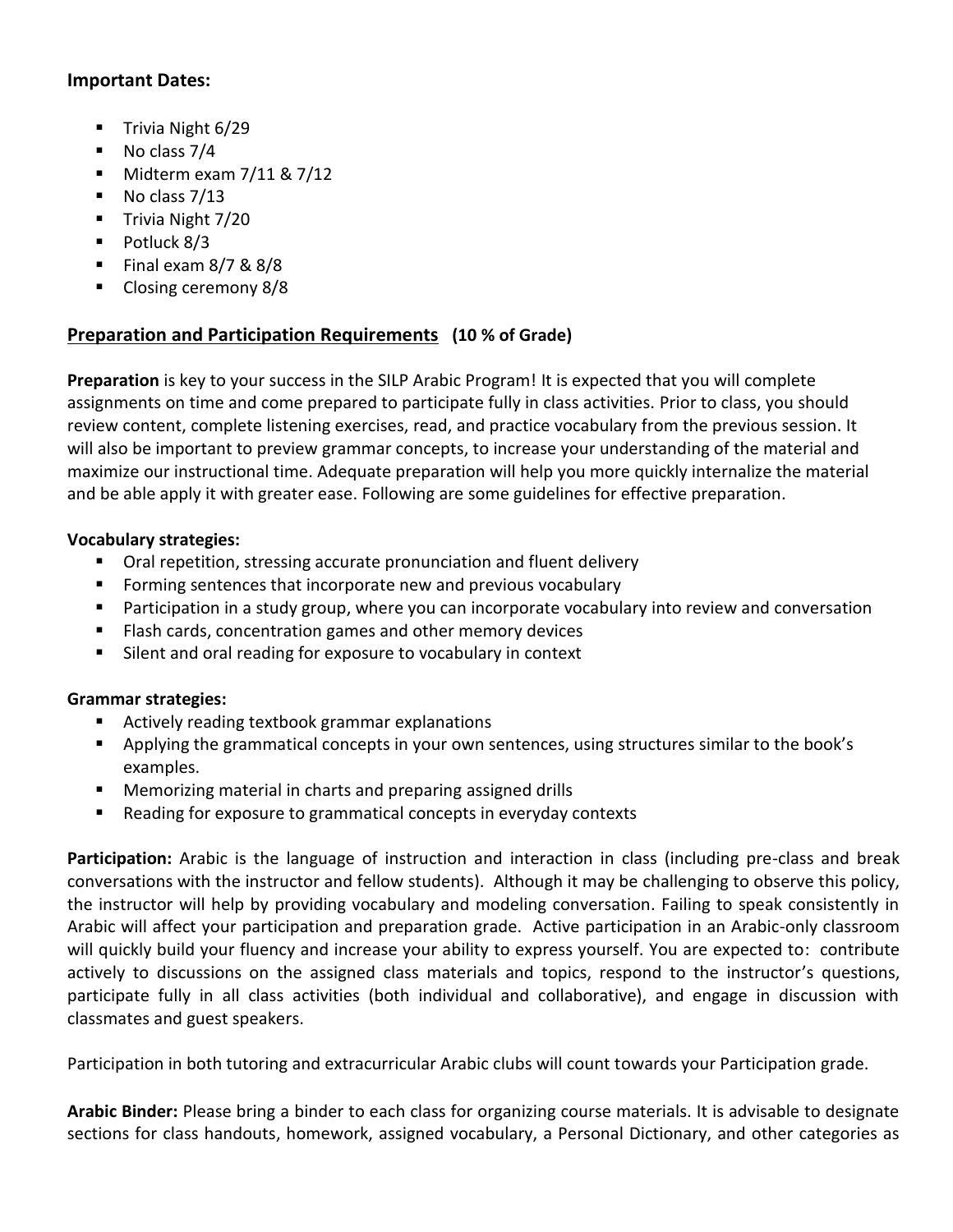**Important Dates:**

- Trivia Night 6/29
- No class 7/4
- Midterm exam 7/11 & 7/12
- No class 7/13
- Trivia Night 7/20
- Potluck 8/3
- Final exam 8/7 & 8/8
- Closing ceremony 8/8

**Preparation and Participation Requirements** **(10 % of Grade)**

**Preparation** is key to your success in the SILP Arabic Program! It is expected that you will complete assignments on time and come prepared to participate fully in class activities. Prior to class, you should review content, complete listening exercises, read, and practice vocabulary from the previous session. It will also be important to preview grammar concepts, to increase your understanding of the material and maximize our instructional time. Adequate preparation will help you more quickly internalize the material and be able apply it with greater ease. Following are some guidelines for effective preparation.

**Vocabulary strategies:**

- Oral repetition, stressing accurate pronunciation and fluent delivery
- Forming sentences that incorporate new and previous vocabulary
- Participation in a study group, where you can incorporate vocabulary into review and conversation
- Flash cards, concentration games and other memory devices
- Silent and oral reading for exposure to vocabulary in context

**Grammar strategies:**

- Actively reading textbook grammar explanations
- Applying the grammatical concepts in your own sentences, using structures similar to the book's examples.
- Memorizing material in charts and preparing assigned drills
- Reading for exposure to grammatical concepts in everyday contexts

**Participation:** Arabic is the language of instruction and interaction in class (including pre-class and break conversations with the instructor and fellow students). Although it may be challenging to observe this policy, the instructor will help by providing vocabulary and modeling conversation. Failing to speak consistently in Arabic will affect your participation and preparation grade. Active participation in an Arabic-only classroom will quickly build your fluency and increase your ability to express yourself. You are expected to: contribute actively to discussions on the assigned class materials and topics, respond to the instructor's questions, participate fully in all class activities (both individual and collaborative), and engage in discussion with classmates and guest speakers.

Participation in both tutoring and extracurricular Arabic clubs will count towards your Participation grade.

**Arabic Binder:** Please bring a binder to each class for organizing course materials. It is advisable to designate sections for class handouts, homework, assigned vocabulary, a Personal Dictionary, and other categories as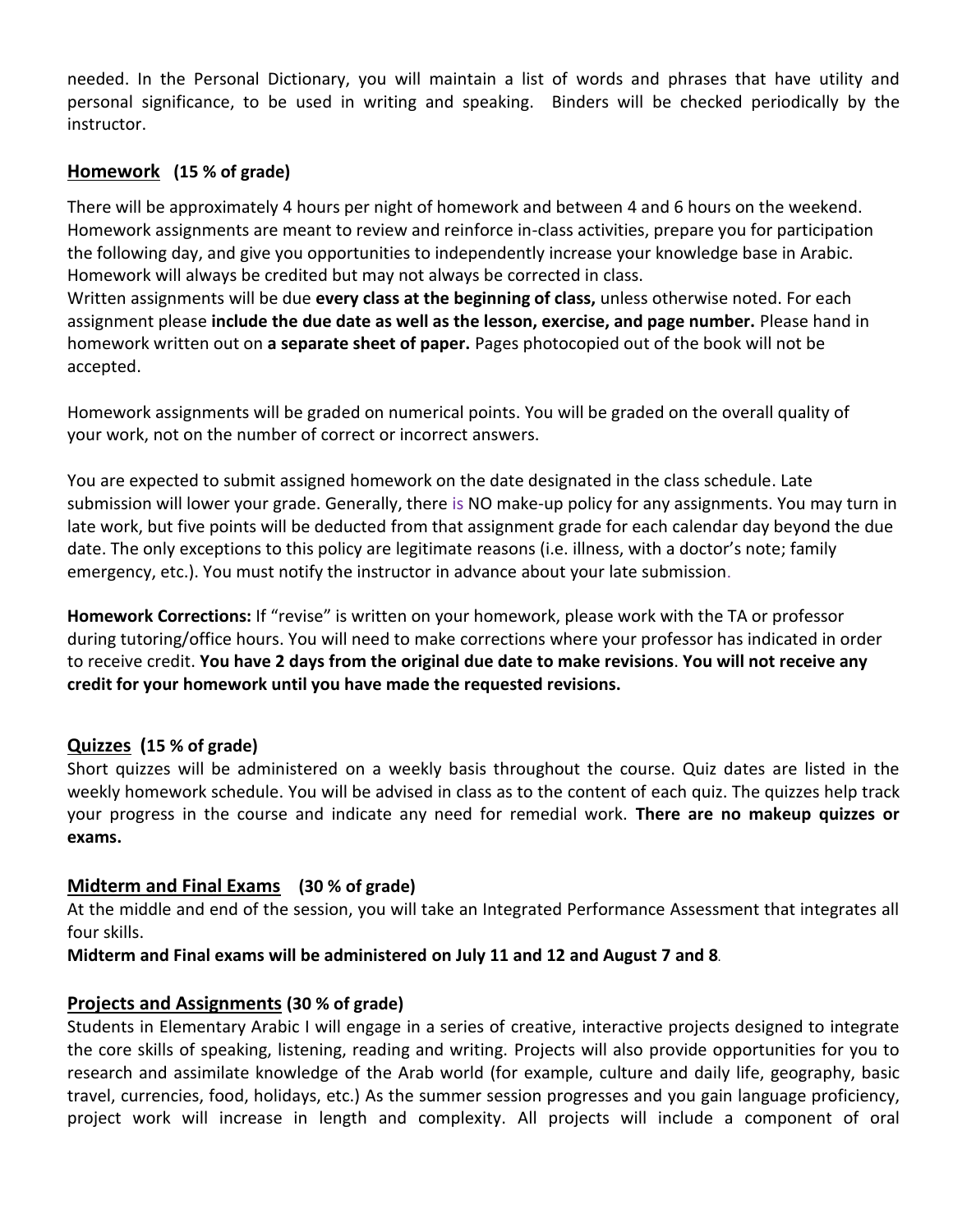needed. In the Personal Dictionary, you will maintain a list of words and phrases that have utility and personal significance, to be used in writing and speaking. Binders will be checked periodically by the instructor.

## Homework **(15 % of grade)**

There will be approximately 4 hours per night of homework and between 4 and 6 hours on the weekend. Homework assignments are meant to review and reinforce in-class activities, prepare you for participation the following day, and give you opportunities to independently increase your knowledge base in Arabic. Homework will always be credited but may not always be corrected in class.
Written assignments will be due **every class at the beginning of class,** unless otherwise noted. For each assignment please **include the due date as well as the lesson, exercise, and page number.** Please hand in homework written out on **a separate sheet of paper.** Pages photocopied out of the book will not be accepted.

Homework assignments will be graded on numerical points. You will be graded on the overall quality of your work, not on the number of correct or incorrect answers.

You are expected to submit assigned homework on the date designated in the class schedule. Late submission will lower your grade. Generally, there is NO make-up policy for any assignments. You may turn in late work, but five points will be deducted from that assignment grade for each calendar day beyond the due date. The only exceptions to this policy are legitimate reasons (i.e. illness, with a doctor's note; family emergency, etc.). You must notify the instructor in advance about your late submission.

**Homework Corrections:** If "revise" is written on your homework, please work with the TA or professor during tutoring/office hours. You will need to make corrections where your professor has indicated in order to receive credit. **You have 2 days from the original due date to make revisions**. **You will not receive any credit for your homework until you have made the requested revisions.**

## Quizzes **(15 % of grade)**

Short quizzes will be administered on a weekly basis throughout the course. Quiz dates are listed in the weekly homework schedule. You will be advised in class as to the content of each quiz. The quizzes help track your progress in the course and indicate any need for remedial work. **There are no makeup quizzes or exams.**

## Midterm and Final Exams **(30 % of grade)**

At the middle and end of the session, you will take an Integrated Performance Assessment that integrates all four skills.

**Midterm and Final exams will be administered on July 11 and 12 and August 7 and 8**.

## Projects and Assignments **(30 % of grade)**

Students in Elementary Arabic I will engage in a series of creative, interactive projects designed to integrate the core skills of speaking, listening, reading and writing. Projects will also provide opportunities for you to research and assimilate knowledge of the Arab world (for example, culture and daily life, geography, basic travel, currencies, food, holidays, etc.) As the summer session progresses and you gain language proficiency, project work will increase in length and complexity. All projects will include a component of oral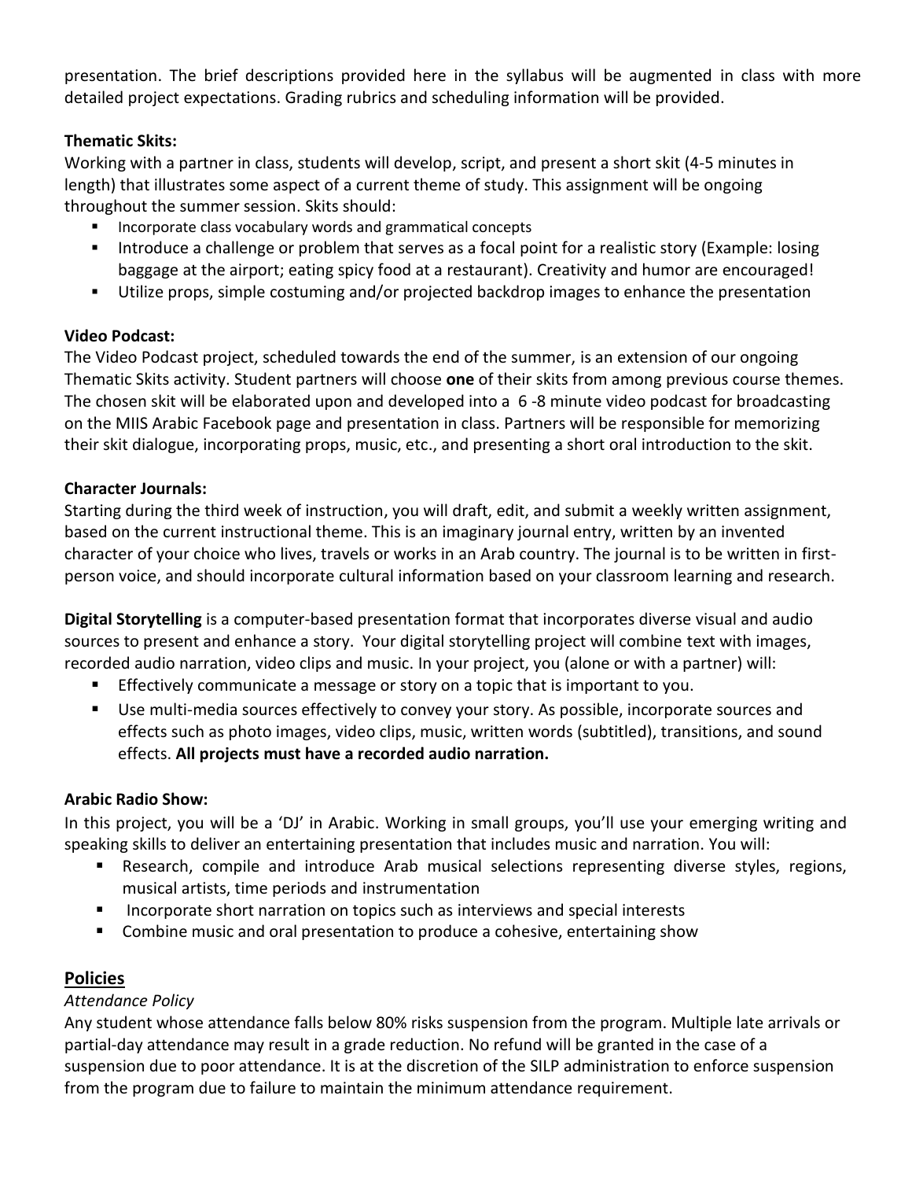presentation. The brief descriptions provided here in the syllabus will be augmented in class with more detailed project expectations. Grading rubrics and scheduling information will be provided.

**Thematic Skits:**
Working with a partner in class, students will develop, script, and present a short skit (4-5 minutes in length) that illustrates some aspect of a current theme of study. This assignment will be ongoing throughout the summer session. Skits should:

- Incorporate class vocabulary words and grammatical concepts
- Introduce a challenge or problem that serves as a focal point for a realistic story (Example: losing baggage at the airport; eating spicy food at a restaurant). Creativity and humor are encouraged!
- Utilize props, simple costuming and/or projected backdrop images to enhance the presentation

**Video Podcast:**
The Video Podcast project, scheduled towards the end of the summer, is an extension of our ongoing Thematic Skits activity. Student partners will choose **one** of their skits from among previous course themes. The chosen skit will be elaborated upon and developed into a 6 -8 minute video podcast for broadcasting on the MIIS Arabic Facebook page and presentation in class. Partners will be responsible for memorizing their skit dialogue, incorporating props, music, etc., and presenting a short oral introduction to the skit.

**Character Journals:**
Starting during the third week of instruction, you will draft, edit, and submit a weekly written assignment, based on the current instructional theme. This is an imaginary journal entry, written by an invented character of your choice who lives, travels or works in an Arab country. The journal is to be written in first-person voice, and should incorporate cultural information based on your classroom learning and research.

**Digital Storytelling** is a computer-based presentation format that incorporates diverse visual and audio sources to present and enhance a story. Your digital storytelling project will combine text with images, recorded audio narration, video clips and music. In your project, you (alone or with a partner) will:

- Effectively communicate a message or story on a topic that is important to you.
- Use multi-media sources effectively to convey your story. As possible, incorporate sources and effects such as photo images, video clips, music, written words (subtitled), transitions, and sound effects. **All projects must have a recorded audio narration.**

**Arabic Radio Show:**
In this project, you will be a 'DJ' in Arabic. Working in small groups, you'll use your emerging writing and speaking skills to deliver an entertaining presentation that includes music and narration. You will:

- Research, compile and introduce Arab musical selections representing diverse styles, regions, musical artists, time periods and instrumentation
- Incorporate short narration on topics such as interviews and special interests
- Combine music and oral presentation to produce a cohesive, entertaining show

## Policies

*Attendance Policy*

Any student whose attendance falls below 80% risks suspension from the program. Multiple late arrivals or partial-day attendance may result in a grade reduction. No refund will be granted in the case of a suspension due to poor attendance. It is at the discretion of the SILP administration to enforce suspension from the program due to failure to maintain the minimum attendance requirement.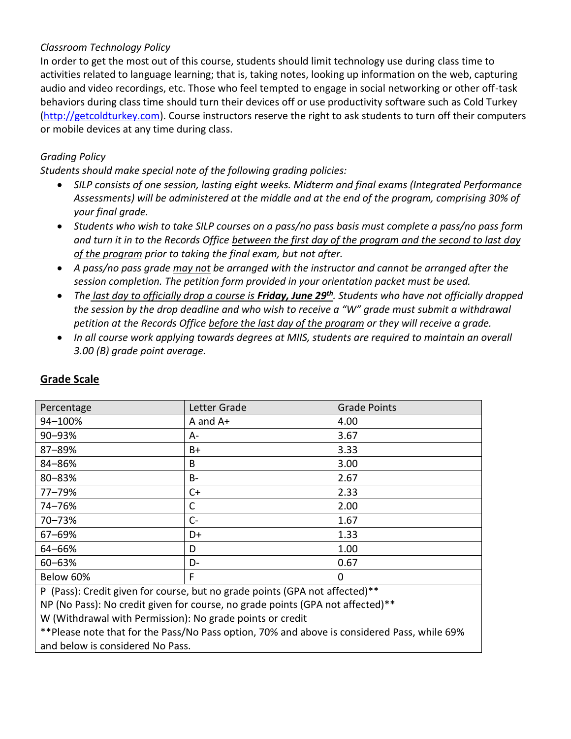*Classroom Technology Policy*

In order to get the most out of this course, students should limit technology use during class time to activities related to language learning; that is, taking notes, looking up information on the web, capturing audio and video recordings, etc. Those who feel tempted to engage in social networking or other off-task behaviors during class time should turn their devices off or use productivity software such as Cold Turkey (http://getcoldturkey.com). Course instructors reserve the right to ask students to turn off their computers or mobile devices at any time during class.

*Grading Policy*

*Students should make special note of the following grading policies:*

- *SILP consists of one session, lasting eight weeks. Midterm and final exams (Integrated Performance Assessments) will be administered at the middle and at the end of the program, comprising 30% of your final grade.*
- *Students who wish to take SILP courses on a pass/no pass basis must complete a pass/no pass form and turn it in to the Records Office between the first day of the program and the second to last day of the program prior to taking the final exam, but not after.*
- *A pass/no pass grade may not be arranged with the instructor and cannot be arranged after the session completion. The petition form provided in your orientation packet must be used.*
- *The last day to officially drop a course is* ***Friday, June 29th****. Students who have not officially dropped the session by the drop deadline and who wish to receive a "W" grade must submit a withdrawal petition at the Records Office before the last day of the program or they will receive a grade.*
- *In all course work applying towards degrees at MIIS, students are required to maintain an overall 3.00 (B) grade point average.*

## Grade Scale

| Percentage | Letter Grade | Grade Points |
|---|---|---|
| 94–100% | A and A+ | 4.00 |
| 90–93% | A- | 3.67 |
| 87–89% | B+ | 3.33 |
| 84–86% | B | 3.00 |
| 80–83% | B- | 2.67 |
| 77–79% | C+ | 2.33 |
| 74–76% | C | 2.00 |
| 70–73% | C- | 1.67 |
| 67–69% | D+ | 1.33 |
| 64–66% | D | 1.00 |
| 60–63% | D- | 0.67 |
| Below 60% | F | 0 |

P (Pass): Credit given for course, but no grade points (GPA not affected)**

NP (No Pass): No credit given for course, no grade points (GPA not affected)**

W (Withdrawal with Permission): No grade points or credit

**Please note that for the Pass/No Pass option, 70% and above is considered Pass, while 69% and below is considered No Pass.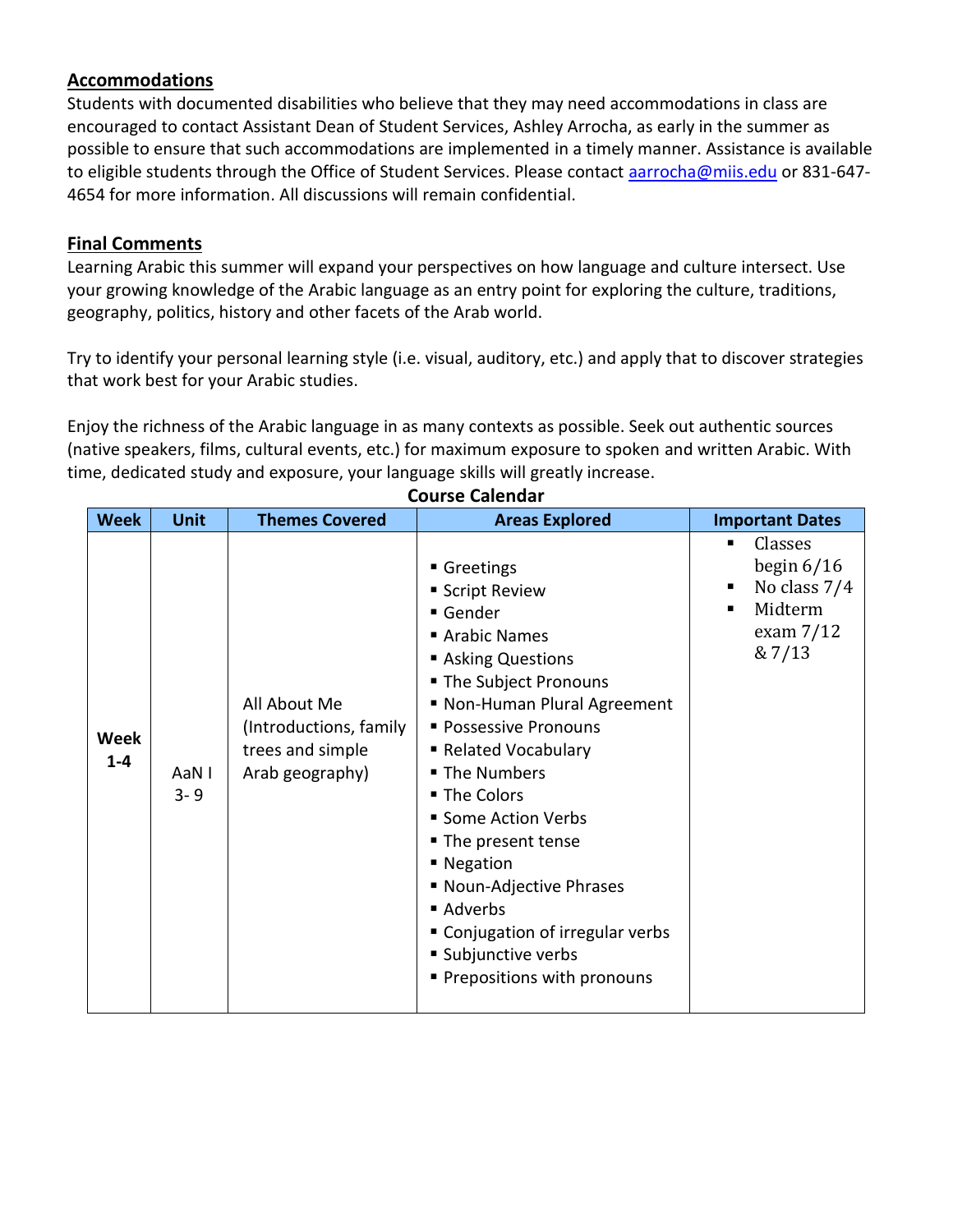## Accommodations

Students with documented disabilities who believe that they may need accommodations in class are encouraged to contact Assistant Dean of Student Services, Ashley Arrocha, as early in the summer as possible to ensure that such accommodations are implemented in a timely manner. Assistance is available to eligible students through the Office of Student Services. Please contact aarrocha@miis.edu or 831-647-4654 for more information. All discussions will remain confidential.

## Final Comments

Learning Arabic this summer will expand your perspectives on how language and culture intersect. Use your growing knowledge of the Arabic language as an entry point for exploring the culture, traditions, geography, politics, history and other facets of the Arab world.

Try to identify your personal learning style (i.e. visual, auditory, etc.) and apply that to discover strategies that work best for your Arabic studies.

Enjoy the richness of the Arabic language in as many contexts as possible. Seek out authentic sources (native speakers, films, cultural events, etc.) for maximum exposure to spoken and written Arabic. With time, dedicated study and exposure, your language skills will greatly increase.

**Course Calendar**

| Week | Unit | Themes Covered | Areas Explored | Important Dates |
|---|---|---|---|---|
| **Week 1-4** | AaN I 3- 9 | All About Me (Introductions, family trees and simple Arab geography) | ▪ Greetings<br>▪ Script Review<br>▪ Gender<br>▪ Arabic Names<br>▪ Asking Questions<br>▪ The Subject Pronouns<br>▪ Non-Human Plural Agreement<br>▪ Possessive Pronouns<br>▪ Related Vocabulary<br>▪ The Numbers<br>▪ The Colors<br>▪ Some Action Verbs<br>▪ The present tense<br>▪ Negation<br>▪ Noun-Adjective Phrases<br>▪ Adverbs<br>▪ Conjugation of irregular verbs<br>▪ Subjunctive verbs<br>▪ Prepositions with pronouns | ▪ Classes begin 6/16<br>▪ No class 7/4<br>▪ Midterm exam 7/12 & 7/13 |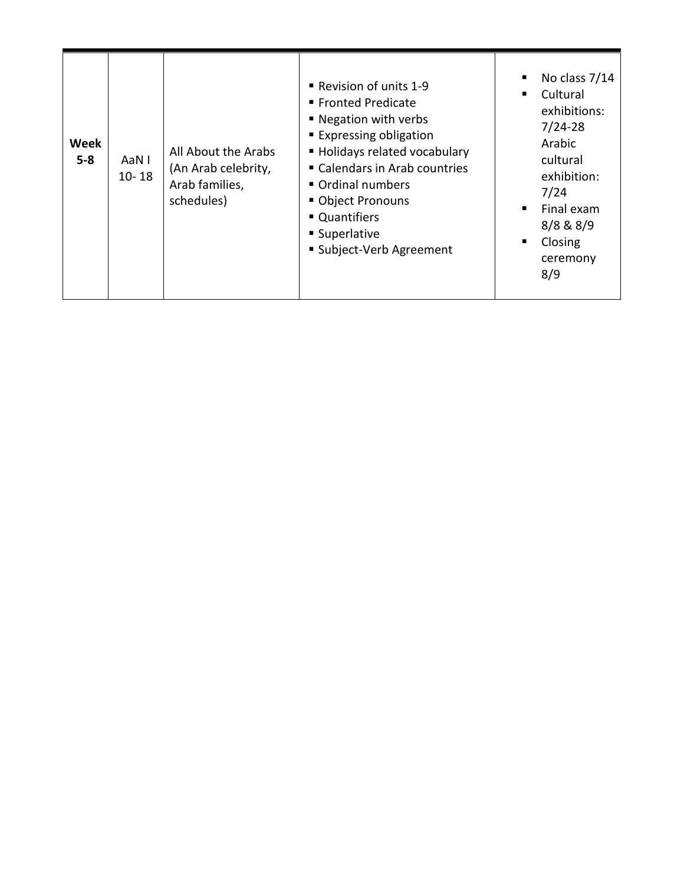| | | | | |
|---|---|---|---|---|
| **Week 5-8** | AaN I 10- 18 | All About the Arabs (An Arab celebrity, Arab families, schedules) | ▪ Revision of units 1-9<br>▪ Fronted Predicate<br>▪ Negation with verbs<br>▪ Expressing obligation<br>▪ Holidays related vocabulary<br>▪ Calendars in Arab countries<br>▪ Ordinal numbers<br>▪ Object Pronouns<br>▪ Quantifiers<br>▪ Superlative<br>▪ Subject-Verb Agreement | ▪ No class 7/14<br>▪ Cultural exhibitions: 7/24-28 Arabic cultural exhibition: 7/24<br>▪ Final exam 8/8 & 8/9<br>▪ Closing ceremony 8/9 |